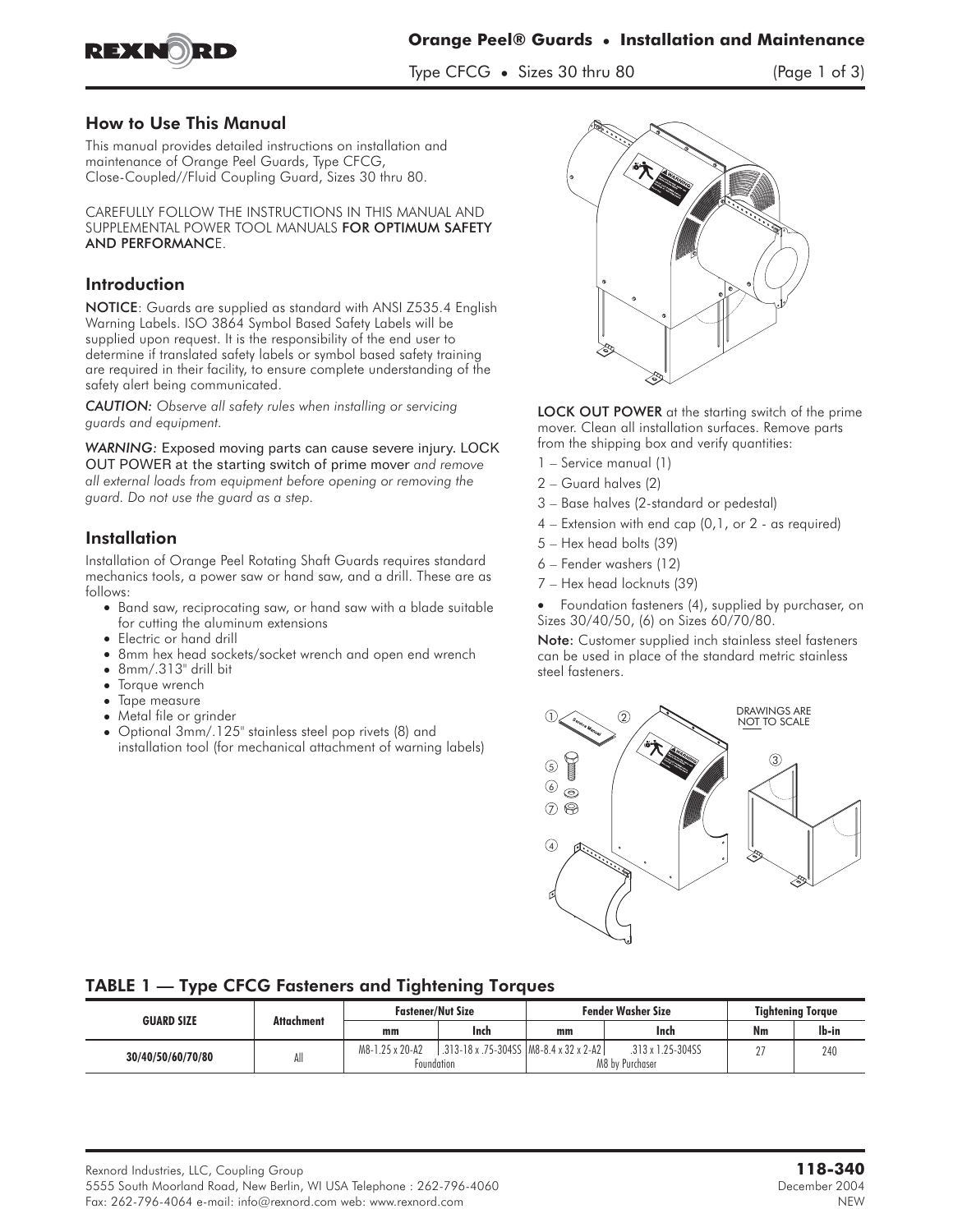# Orange Peel® Guards • Installation and Maintenance

Type CFCG • Sizes 30 thru 80

## How to Use This Manual

This manual provides detailed instructions on installation and maintenance of Orange Peel Guards, Type CFCG, Close-Coupled//Fluid Coupling Guard, Sizes 30 thru 80.

CAREFULLY FOLLOW THE INSTRUCTIONS IN THIS MANUAL AND SUPPLEMENTAL POWER TOOL MANUALS **FOR OPTIMUM SAFETY AND PERFORMANC**E.

## Introduction

**NOTICE**: Guards are supplied as standard with ANSI Z535.4 English Warning Labels. ISO 3864 Symbol Based Safety Labels will be supplied upon request. It is the responsibility of the end user to determine if translated safety labels or symbol based safety training are required in their facility, to ensure complete understanding of the safety alert being communicated.

***CAUTION:*** *Observe all safety rules when installing or servicing guards and equipment.*

***WARNING:*** Exposed moving parts can cause severe injury. LOCK OUT POWER at the starting switch of prime mover *and remove all external loads from equipment before opening or removing the guard. Do not use the guard as a step.*

## Installation

Installation of Orange Peel Rotating Shaft Guards requires standard mechanics tools, a power saw or hand saw, and a drill. These are as follows:

- Band saw, reciprocating saw, or hand saw with a blade suitable for cutting the aluminum extensions
- Electric or hand drill
- 8mm hex head sockets/socket wrench and open end wrench
- 8mm/.313" drill bit
- Torque wrench
- Tape measure
- Metal file or grinder
- Optional 3mm/.125" stainless steel pop rivets (8) and installation tool (for mechanical attachment of warning labels)

**LOCK OUT POWER** at the starting switch of the prime mover. Clean all installation surfaces. Remove parts from the shipping box and verify quantities:

1 – Service manual (1)
2 – Guard halves (2)
3 – Base halves (2-standard or pedestal)
4 – Extension with end cap (0,1, or 2 - as required)
5 – Hex head bolts (39)
6 – Fender washers (12)
7 – Hex head locknuts (39)

- Foundation fasteners (4), supplied by purchaser, on Sizes 30/40/50, (6) on Sizes 60/70/80.

**Note:** Customer supplied inch stainless steel fasteners can be used in place of the standard metric stainless steel fasteners.

DRAWINGS ARE NOT TO SCALE

### TABLE 1 — Type CFCG Fasteners and Tightening Torques

| GUARD SIZE | Attachment | Fastener/Nut Size | | Fender Washer Size | | Tightening Torque | |
|---|---|---|---|---|---|---|---|
| | | mm | Inch | mm | Inch | Nm | lb-in |
| 30/40/50/60/70/80 | All | M8-1.25 x 20-A2 | .313-18 x .75-304SS | M8-8.4 x 32 x 2-A2 | .313 x 1.25-304SS | 27 | 240 |
| | | Foundation | | M8 by Purchaser | | | |

Rexnord Industries, LLC, Coupling Group
5555 South Moorland Road, New Berlin, WI USA Telephone : 262-796-4060
Fax: 262-796-4064 e-mail: info@rexnord.com web: www.rexnord.com

**118-340**
December 2004
NEW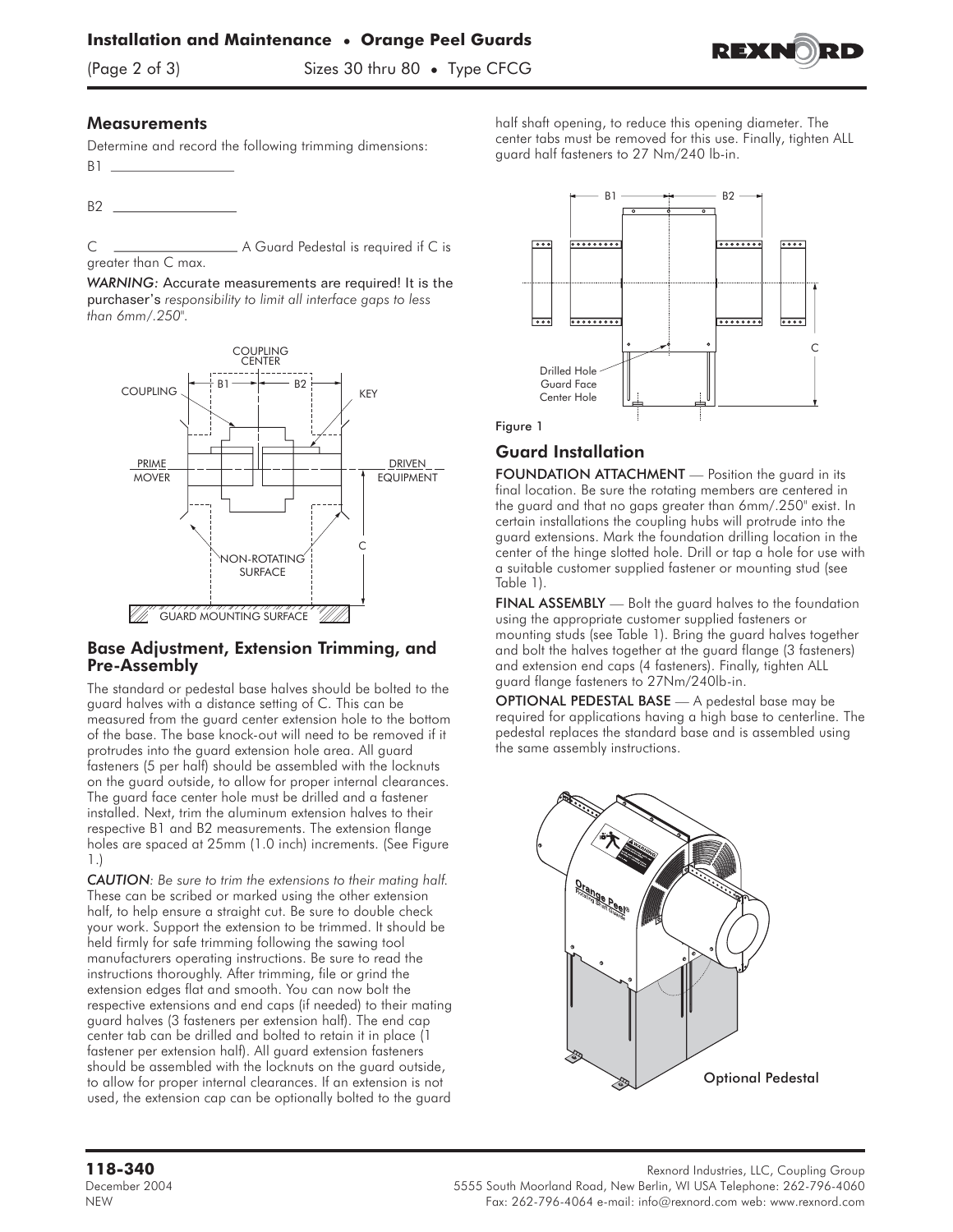## Measurements

Determine and record the following trimming dimensions:

B1 ________________

B2 ________________

C ________________ A Guard Pedestal is required if C is greater than C max.

*WARNING: Accurate measurements are required! It is the purchaser's responsibility to limit all interface gaps to less than 6mm/.250".*

## Base Adjustment, Extension Trimming, and Pre-Assembly

The standard or pedestal base halves should be bolted to the guard halves with a distance setting of C. This can be measured from the guard center extension hole to the bottom of the base. The base knock-out will need to be removed if it protrudes into the guard extension hole area. All guard fasteners (5 per half) should be assembled with the locknuts on the guard outside, to allow for proper internal clearances. The guard face center hole must be drilled and a fastener installed. Next, trim the aluminum extension halves to their respective B1 and B2 measurements. The extension flange holes are spaced at 25mm (1.0 inch) increments. (See Figure 1.)

*CAUTION: Be sure to trim the extensions to their mating half.* These can be scribed or marked using the other extension half, to help ensure a straight cut. Be sure to double check your work. Support the extension to be trimmed. It should be held firmly for safe trimming following the sawing tool manufacturers operating instructions. Be sure to read the instructions thoroughly. After trimming, file or grind the extension edges flat and smooth. You can now bolt the respective extensions and end caps (if needed) to their mating guard halves (3 fasteners per extension half). The end cap center tab can be drilled and bolted to retain it in place (1 fastener per extension half). All guard extension fasteners should be assembled with the locknuts on the guard outside, to allow for proper internal clearances. If an extension is not used, the extension cap can be optionally bolted to the guard half shaft opening, to reduce this opening diameter. The center tabs must be removed for this use. Finally, tighten ALL guard half fasteners to 27 Nm/240 lb-in.

Figure 1

## Guard Installation

**FOUNDATION ATTACHMENT** — Position the guard in its final location. Be sure the rotating members are centered in the guard and that no gaps greater than 6mm/.250" exist. In certain installations the coupling hubs will protrude into the guard extensions. Mark the foundation drilling location in the center of the hinge slotted hole. Drill or tap a hole for use with a suitable customer supplied fastener or mounting stud (see Table 1).

**FINAL ASSEMBLY** — Bolt the guard halves to the foundation using the appropriate customer supplied fasteners or mounting studs (see Table 1). Bring the guard halves together and bolt the halves together at the guard flange (3 fasteners) and extension end caps (4 fasteners). Finally, tighten ALL guard flange fasteners to 27Nm/240lb-in.

**OPTIONAL PEDESTAL BASE** — A pedestal base may be required for applications having a high base to centerline. The pedestal replaces the standard base and is assembled using the same assembly instructions.

Optional Pedestal

**118-340**
December 2004
NEW

Rexnord Industries, LLC, Coupling Group
5555 South Moorland Road, New Berlin, WI USA Telephone: 262-796-4060
Fax: 262-796-4064 e-mail: info@rexnord.com web: www.rexnord.com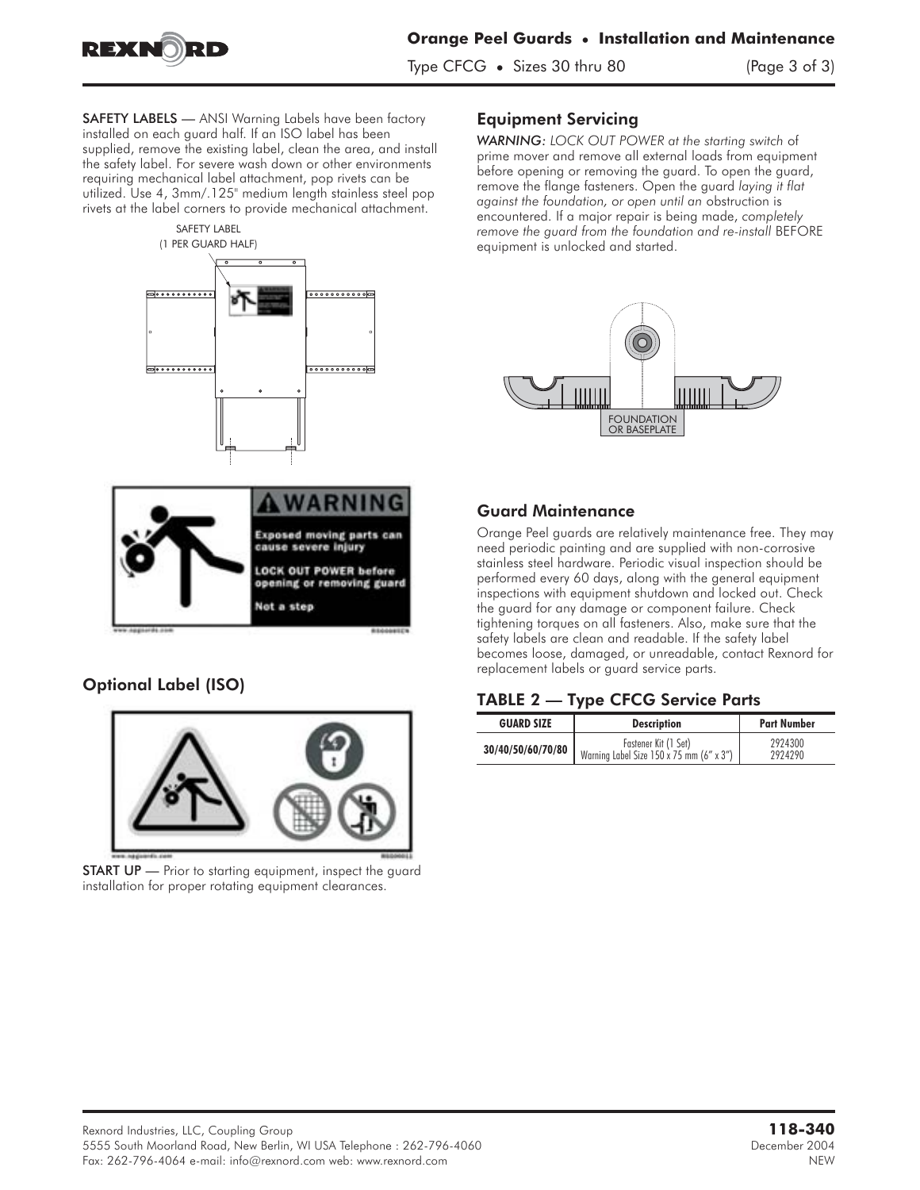**SAFETY LABELS** — ANSI Warning Labels have been factory installed on each guard half. If an ISO label has been supplied, remove the existing label, clean the area, and install the safety label. For severe wash down or other environments requiring mechanical label attachment, pop rivets can be utilized. Use 4, 3mm/.125" medium length stainless steel pop rivets at the label corners to provide mechanical attachment.

SAFETY LABEL
(1 PER GUARD HALF)

WARNING
Exposed moving parts can cause severe injury
LOCK OUT POWER before opening or removing guard
Not a step

## Optional Label (ISO)

**START UP** — Prior to starting equipment, inspect the guard installation for proper rotating equipment clearances.

## Equipment Servicing

*WARNING: LOCK OUT POWER at the starting switch* of prime mover and remove all external loads from equipment before opening or removing the guard. To open the guard, remove the flange fasteners. Open the guard *laying it flat against the foundation, or open until an* obstruction is encountered. If a major repair is being made, *completely remove the guard from the foundation and re-install* BEFORE equipment is unlocked and started.

FOUNDATION
OR BASEPLATE

## Guard Maintenance

Orange Peel guards are relatively maintenance free. They may need periodic painting and are supplied with non-corrosive stainless steel hardware. Periodic visual inspection should be performed every 60 days, along with the general equipment inspections with equipment shutdown and locked out. Check the guard for any damage or component failure. Check tightening torques on all fasteners. Also, make sure that the safety labels are clean and readable. If the safety label becomes loose, damaged, or unreadable, contact Rexnord for replacement labels or guard service parts.

## TABLE 2 — Type CFCG Service Parts

| GUARD SIZE | Description | Part Number |
|---|---|---|
| 30/40/50/60/70/80 | Fastener Kit (1 Set)<br>Warning Label Size 150 x 75 mm (6" x 3") | 2924300<br>2924290 |

Rexnord Industries, LLC, Coupling Group
5555 South Moorland Road, New Berlin, WI USA Telephone : 262-796-4060
Fax: 262-796-4064 e-mail: info@rexnord.com web: www.rexnord.com

**118-340**
December 2004
NEW